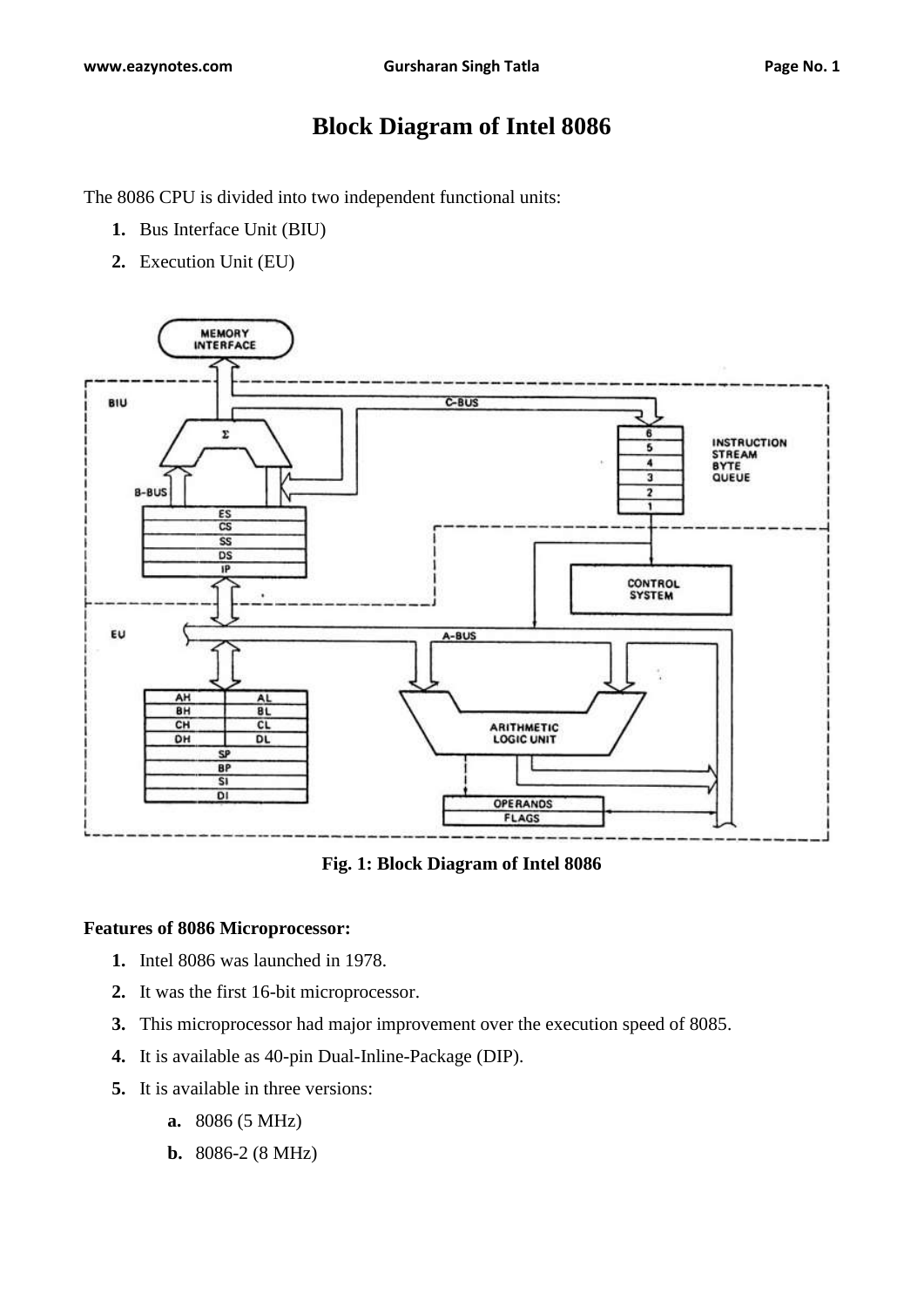# Block Diagram of Intel 8086

The 8086 CPU is divided into two independent functional units:

1. Bus Interface Unit (BIU)
2. Execution Unit (EU)

**Fig. 1: Block Diagram of Intel 8086**

### Features of 8086 Microprocessor:

1. Intel 8086 was launched in 1978.
2. It was the first 16-bit microprocessor.
3. This microprocessor had major improvement over the execution speed of 8085.
4. It is available as 40-pin Dual-Inline-Package (DIP).
5. It is available in three versions:
   a. 8086 (5 MHz)
   b. 8086-2 (8 MHz)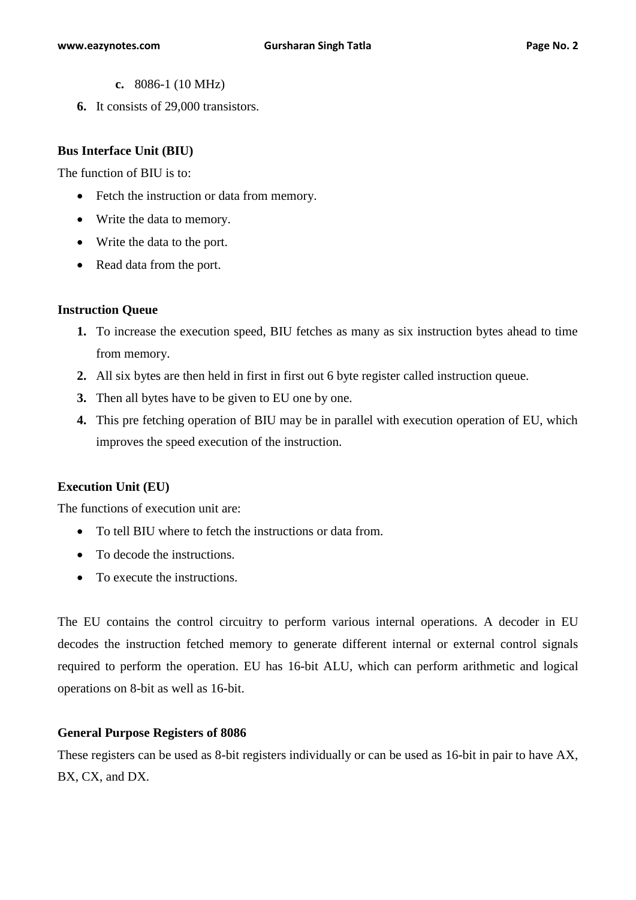c. 8086-1 (10 MHz)

6. It consists of 29,000 transistors.

**Bus Interface Unit (BIU)**

The function of BIU is to:

- Fetch the instruction or data from memory.
- Write the data to memory.
- Write the data to the port.
- Read data from the port.

**Instruction Queue**

1. To increase the execution speed, BIU fetches as many as six instruction bytes ahead to time from memory.
2. All six bytes are then held in first in first out 6 byte register called instruction queue.
3. Then all bytes have to be given to EU one by one.
4. This pre fetching operation of BIU may be in parallel with execution operation of EU, which improves the speed execution of the instruction.

**Execution Unit (EU)**

The functions of execution unit are:

- To tell BIU where to fetch the instructions or data from.
- To decode the instructions.
- To execute the instructions.

The EU contains the control circuitry to perform various internal operations. A decoder in EU decodes the instruction fetched memory to generate different internal or external control signals required to perform the operation. EU has 16-bit ALU, which can perform arithmetic and logical operations on 8-bit as well as 16-bit.

**General Purpose Registers of 8086**

These registers can be used as 8-bit registers individually or can be used as 16-bit in pair to have AX, BX, CX, and DX.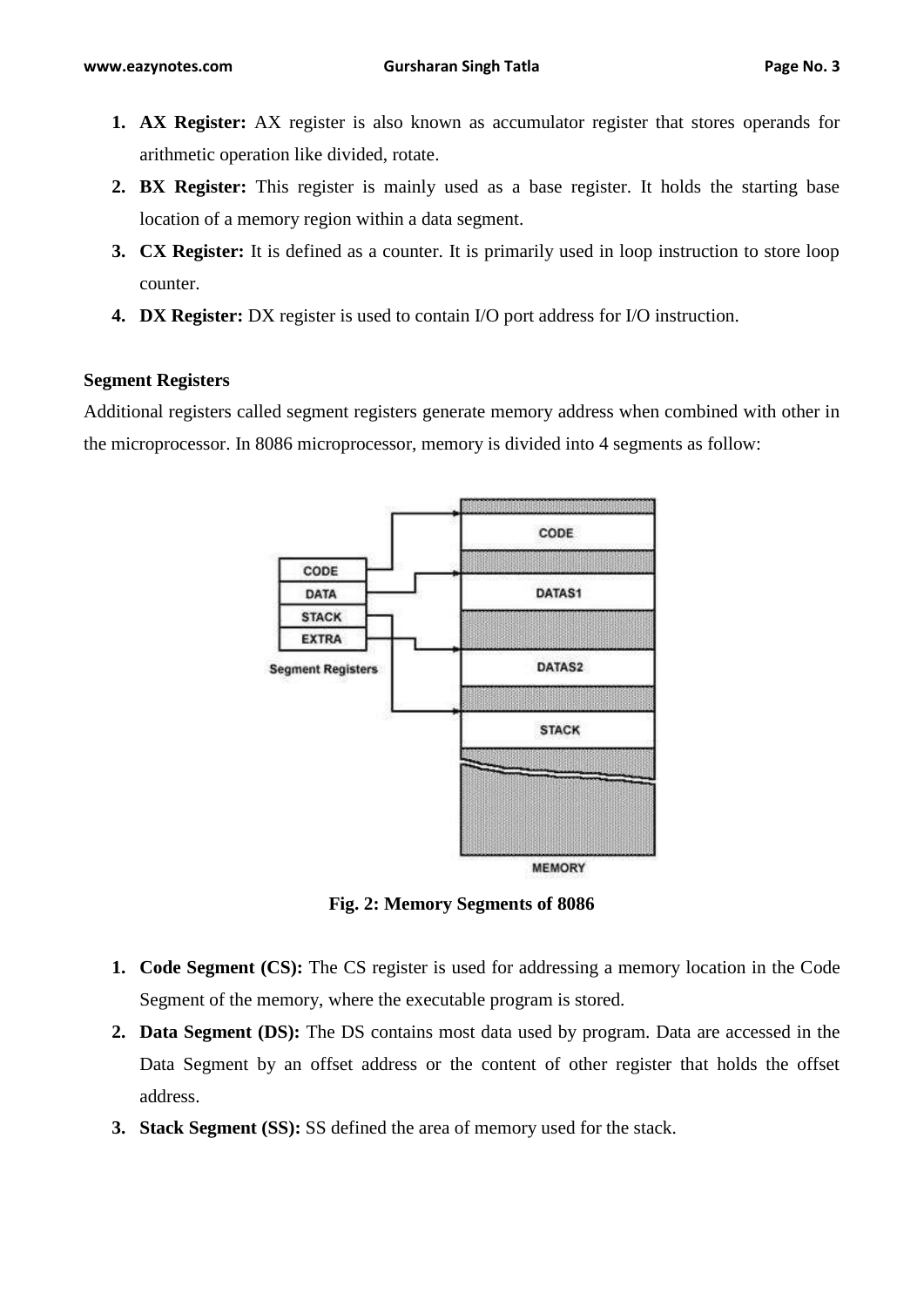1. **AX Register:** AX register is also known as accumulator register that stores operands for arithmetic operation like divided, rotate.
2. **BX Register:** This register is mainly used as a base register. It holds the starting base location of a memory region within a data segment.
3. **CX Register:** It is defined as a counter. It is primarily used in loop instruction to store loop counter.
4. **DX Register:** DX register is used to contain I/O port address for I/O instruction.

**Segment Registers**

Additional registers called segment registers generate memory address when combined with other in the microprocessor. In 8086 microprocessor, memory is divided into 4 segments as follow:

**Fig. 2: Memory Segments of 8086**

1. **Code Segment (CS):** The CS register is used for addressing a memory location in the Code Segment of the memory, where the executable program is stored.
2. **Data Segment (DS):** The DS contains most data used by program. Data are accessed in the Data Segment by an offset address or the content of other register that holds the offset address.
3. **Stack Segment (SS):** SS defined the area of memory used for the stack.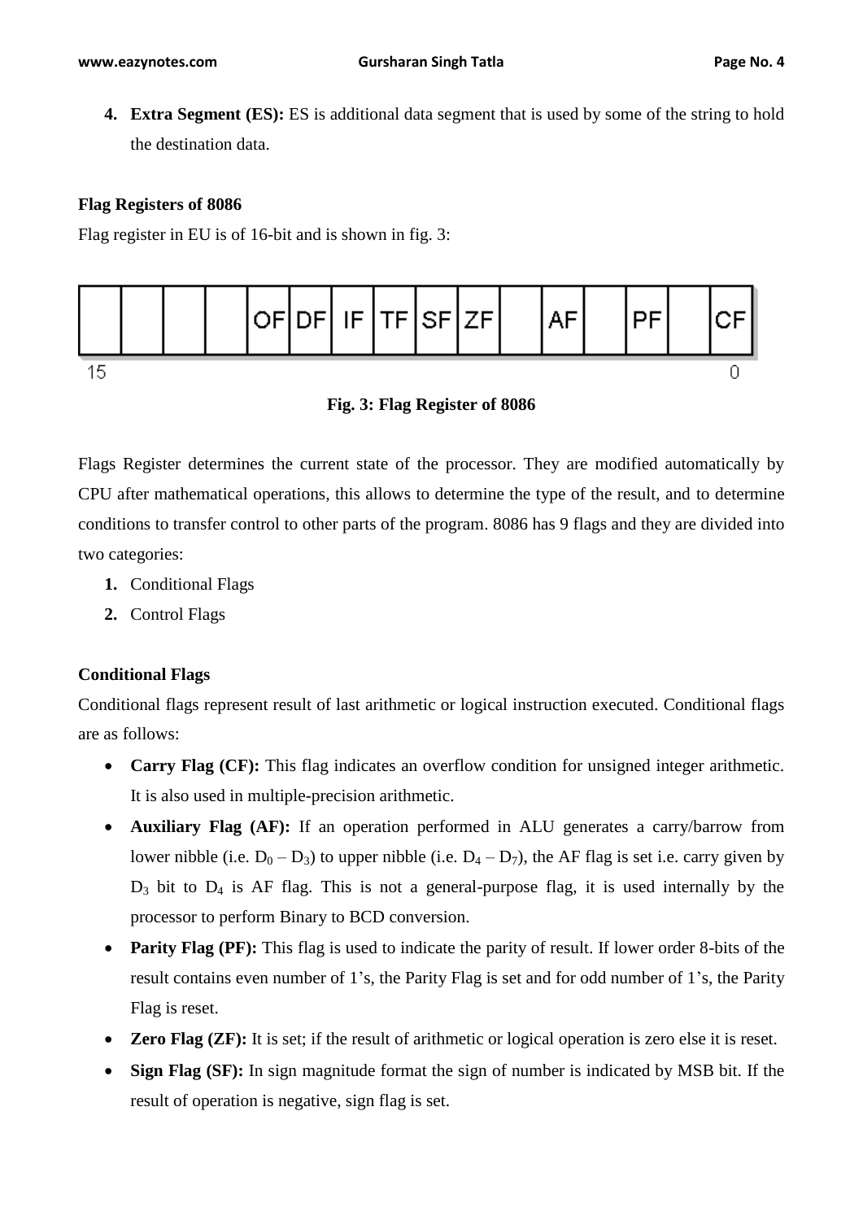4. **Extra Segment (ES):** ES is additional data segment that is used by some of the string to hold the destination data.

**Flag Registers of 8086**

Flag register in EU is of 16-bit and is shown in fig. 3:

| 15 | | | | | | | | | | | | | | | 0 |
|---|---|---|---|---|---|---|---|---|---|---|---|---|---|---|---|
| | | | | OF | DF | IF | TF | SF | ZF | | AF | | PF | | CF |

**Fig. 3: Flag Register of 8086**

Flags Register determines the current state of the processor. They are modified automatically by CPU after mathematical operations, this allows to determine the type of the result, and to determine conditions to transfer control to other parts of the program. 8086 has 9 flags and they are divided into two categories:

1. Conditional Flags
2. Control Flags

**Conditional Flags**

Conditional flags represent result of last arithmetic or logical instruction executed. Conditional flags are as follows:

- **Carry Flag (CF):** This flag indicates an overflow condition for unsigned integer arithmetic. It is also used in multiple-precision arithmetic.
- **Auxiliary Flag (AF):** If an operation performed in ALU generates a carry/barrow from lower nibble (i.e. $D_0 - D_3$) to upper nibble (i.e. $D_4 - D_7$), the AF flag is set i.e. carry given by $D_3$ bit to $D_4$ is AF flag. This is not a general-purpose flag, it is used internally by the processor to perform Binary to BCD conversion.
- **Parity Flag (PF):** This flag is used to indicate the parity of result. If lower order 8-bits of the result contains even number of 1's, the Parity Flag is set and for odd number of 1's, the Parity Flag is reset.
- **Zero Flag (ZF):** It is set; if the result of arithmetic or logical operation is zero else it is reset.
- **Sign Flag (SF):** In sign magnitude format the sign of number is indicated by MSB bit. If the result of operation is negative, sign flag is set.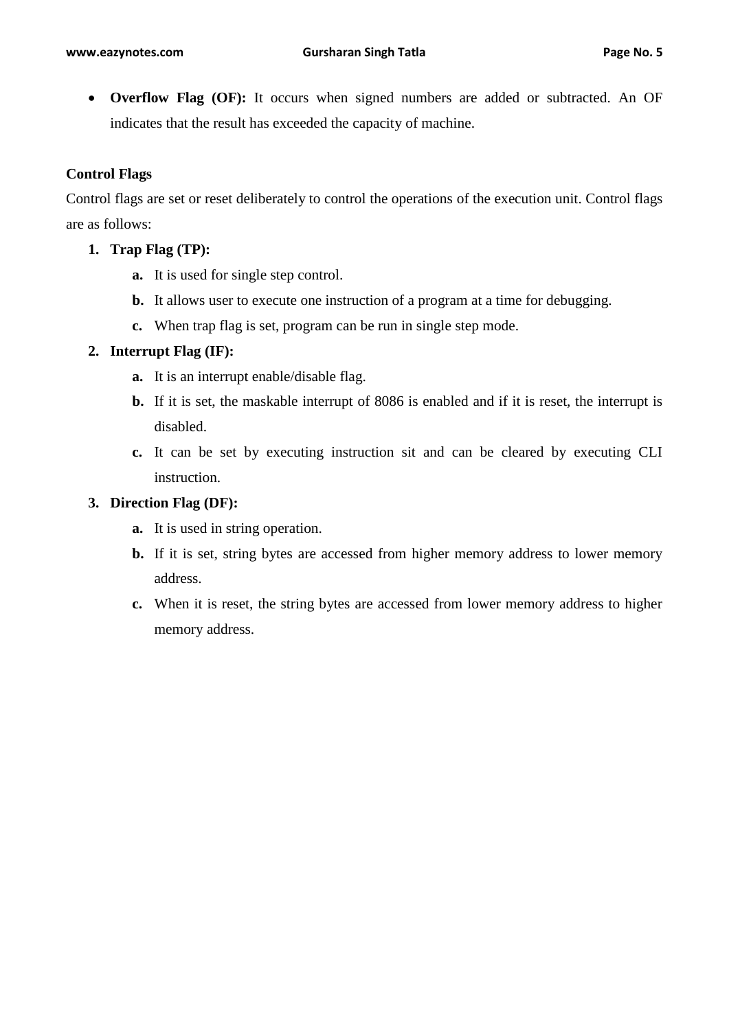- **Overflow Flag (OF):** It occurs when signed numbers are added or subtracted. An OF indicates that the result has exceeded the capacity of machine.

**Control Flags**

Control flags are set or reset deliberately to control the operations of the execution unit. Control flags are as follows:

1. **Trap Flag (TP):**
    - **a.** It is used for single step control.
    - **b.** It allows user to execute one instruction of a program at a time for debugging.
    - **c.** When trap flag is set, program can be run in single step mode.
2. **Interrupt Flag (IF):**
    - **a.** It is an interrupt enable/disable flag.
    - **b.** If it is set, the maskable interrupt of 8086 is enabled and if it is reset, the interrupt is disabled.
    - **c.** It can be set by executing instruction sit and can be cleared by executing CLI instruction.
3. **Direction Flag (DF):**
    - **a.** It is used in string operation.
    - **b.** If it is set, string bytes are accessed from higher memory address to lower memory address.
    - **c.** When it is reset, the string bytes are accessed from lower memory address to higher memory address.